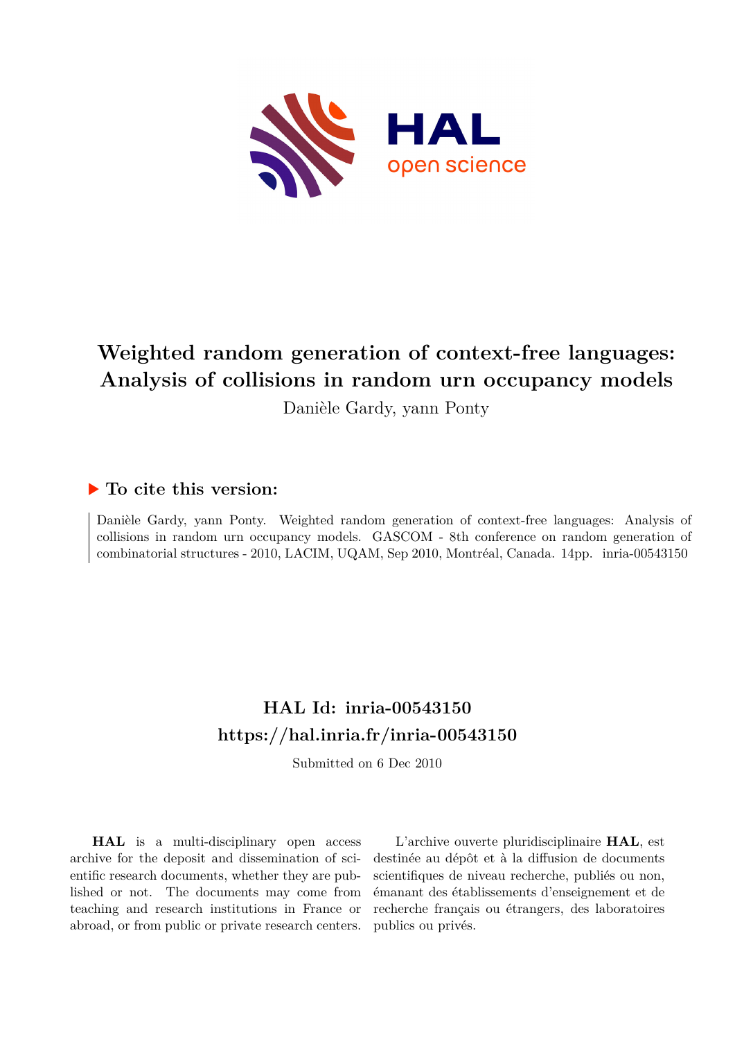# Weighted random generation of context-free languages: Analysis of collisions in random urn occupancy models

Danièle Gardy, yann Ponty

## To cite this version:

Danièle Gardy, yann Ponty. Weighted random generation of context-free languages: Analysis of collisions in random urn occupancy models. GASCOM - 8th conference on random generation of combinatorial structures - 2010, LACIM, UQAM, Sep 2010, Montréal, Canada. 14pp. inria-00543150

## HAL Id: inria-00543150

## https://hal.inria.fr/inria-00543150

Submitted on 6 Dec 2010

**HAL** is a multi-disciplinary open access archive for the deposit and dissemination of scientific research documents, whether they are published or not. The documents may come from teaching and research institutions in France or abroad, or from public or private research centers.

L'archive ouverte pluridisciplinaire **HAL**, est destinée au dépôt et à la diffusion de documents scientifiques de niveau recherche, publiés ou non, émanant des établissements d'enseignement et de recherche français ou étrangers, des laboratoires publics ou privés.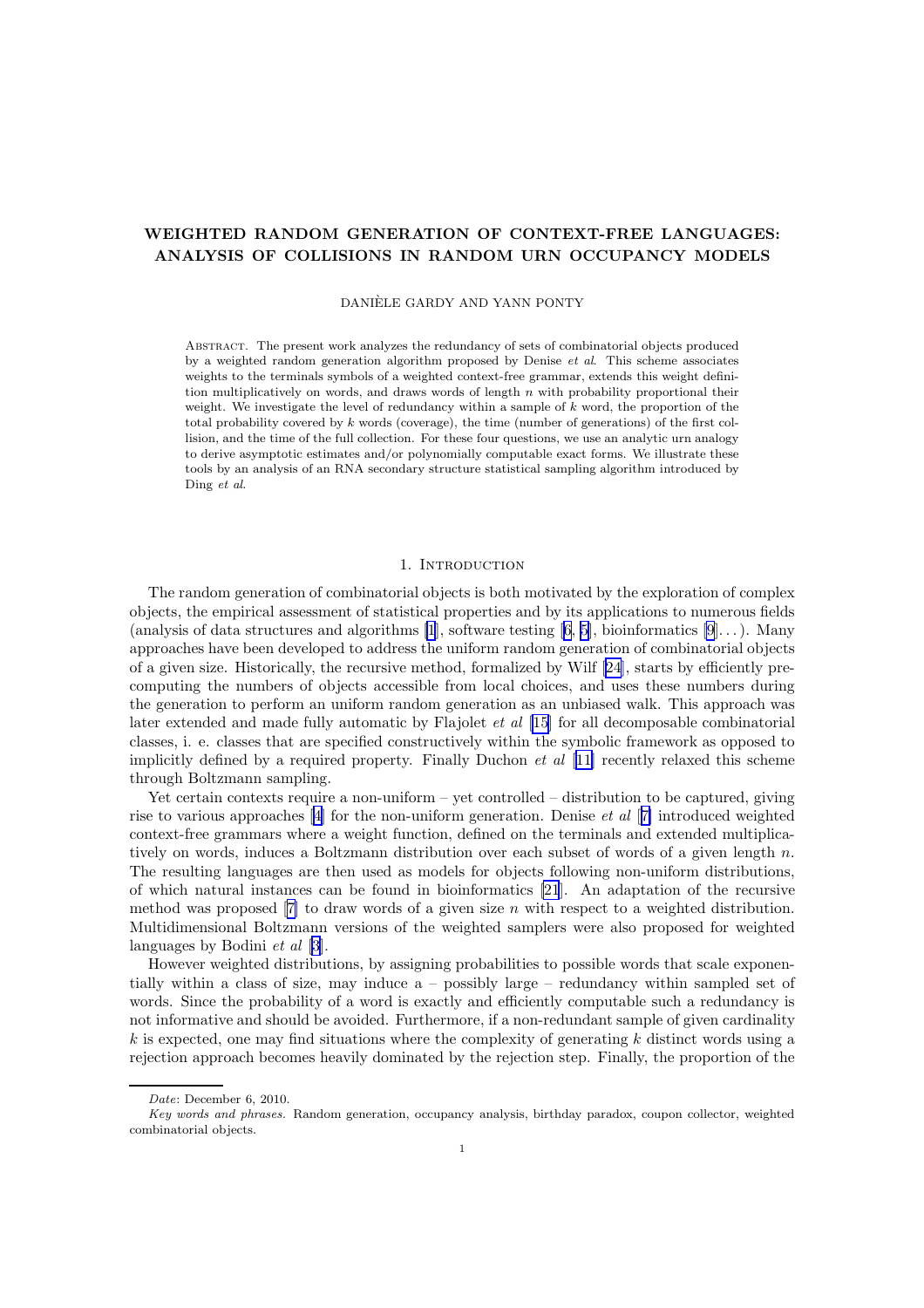# WEIGHTED RANDOM GENERATION OF CONTEXT-FREE LANGUAGES: ANALYSIS OF COLLISIONS IN RANDOM URN OCCUPANCY MODELS

DANIÈLE GARDY AND YANN PONTY

ABSTRACT. The present work analyzes the redundancy of sets of combinatorial objects produced by a weighted random generation algorithm proposed by Denise *et al*. This scheme associates weights to the terminals symbols of a weighted context-free grammar, extends this weight definition multiplicatively on words, and draws words of length $n$ with probability proportional their weight. We investigate the level of redundancy within a sample of $k$ word, the proportion of the total probability covered by $k$ words (coverage), the time (number of generations) of the first collision, and the time of the full collection. For these four questions, we use an analytic urn analogy to derive asymptotic estimates and/or polynomially computable exact forms. We illustrate these tools by an analysis of an RNA secondary structure statistical sampling algorithm introduced by Ding *et al*.

## 1. INTRODUCTION

The random generation of combinatorial objects is both motivated by the exploration of complex objects, the empirical assessment of statistical properties and by its applications to numerous fields (analysis of data structures and algorithms [1], software testing [6, 5], bioinformatics [9]...). Many approaches have been developed to address the uniform random generation of combinatorial objects of a given size. Historically, the recursive method, formalized by Wilf [24], starts by efficiently precomputing the numbers of objects accessible from local choices, and uses these numbers during the generation to perform an uniform random generation as an unbiased walk. This approach was later extended and made fully automatic by Flajolet *et al* [15] for all decomposable combinatorial classes, i. e. classes that are specified constructively within the symbolic framework as opposed to implicitly defined by a required property. Finally Duchon *et al* [11] recently relaxed this scheme through Boltzmann sampling.

Yet certain contexts require a non-uniform – yet controlled – distribution to be captured, giving rise to various approaches [4] for the non-uniform generation. Denise *et al* [7] introduced weighted context-free grammars where a weight function, defined on the terminals and extended multiplicatively on words, induces a Boltzmann distribution over each subset of words of a given length $n$. The resulting languages are then used as models for objects following non-uniform distributions, of which natural instances can be found in bioinformatics [21]. An adaptation of the recursive method was proposed [7] to draw words of a given size $n$ with respect to a weighted distribution. Multidimensional Boltzmann versions of the weighted samplers were also proposed for weighted languages by Bodini *et al* [3].

However weighted distributions, by assigning probabilities to possible words that scale exponentially within a class of size, may induce a – possibly large – redundancy within sampled set of words. Since the probability of a word is exactly and efficiently computable such a redundancy is not informative and should be avoided. Furthermore, if a non-redundant sample of given cardinality $k$ is expected, one may find situations where the complexity of generating $k$ distinct words using a rejection approach becomes heavily dominated by the rejection step. Finally, the proportion of the

*Date*: December 6, 2010.

*Key words and phrases.* Random generation, occupancy analysis, birthday paradox, coupon collector, weighted combinatorial objects.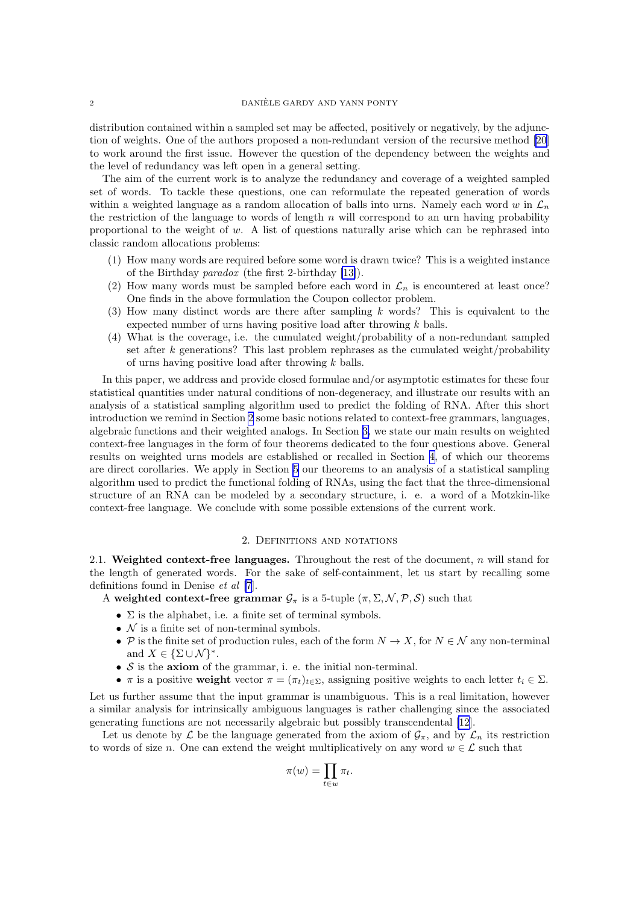distribution contained within a sampled set may be affected, positively or negatively, by the adjunction of weights. One of the authors proposed a non-redundant version of the recursive method [20] to work around the first issue. However the question of the dependency between the weights and the level of redundancy was left open in a general setting.

The aim of the current work is to analyze the redundancy and coverage of a weighted sampled set of words. To tackle these questions, one can reformulate the repeated generation of words within a weighted language as a random allocation of balls into urns. Namely each word $w$ in $\mathcal{L}_n$ the restriction of the language to words of length $n$ will correspond to an urn having probability proportional to the weight of $w$. A list of questions naturally arise which can be rephrased into classic random allocations problems:

(1) How many words are required before some word is drawn twice? This is a weighted instance of the Birthday *paradox* (the first 2-birthday [13]).
(2) How many words must be sampled before each word in $\mathcal{L}_n$ is encountered at least once? One finds in the above formulation the Coupon collector problem.
(3) How many distinct words are there after sampling $k$ words? This is equivalent to the expected number of urns having positive load after throwing $k$ balls.
(4) What is the coverage, i.e. the cumulated weight/probability of a non-redundant sampled set after $k$ generations? This last problem rephrases as the cumulated weight/probability of urns having positive load after throwing $k$ balls.

In this paper, we address and provide closed formulae and/or asymptotic estimates for these four statistical quantities under natural conditions of non-degeneracy, and illustrate our results with an analysis of a statistical sampling algorithm used to predict the folding of RNA. After this short introduction we remind in Section 2 some basic notions related to context-free grammars, languages, algebraic functions and their weighted analogs. In Section 3, we state our main results on weighted context-free languages in the form of four theorems dedicated to the four questions above. General results on weighted urns models are established or recalled in Section 4, of which our theorems are direct corollaries. We apply in Section 5 our theorems to an analysis of a statistical sampling algorithm used to predict the functional folding of RNAs, using the fact that the three-dimensional structure of an RNA can be modeled by a secondary structure, i. e. a word of a Motzkin-like context-free language. We conclude with some possible extensions of the current work.

## 2. Definitions and notations

**2.1. Weighted context-free languages.** Throughout the rest of the document, $n$ will stand for the length of generated words. For the sake of self-containment, let us start by recalling some definitions found in Denise *et al* [7].

A **weighted context-free grammar** $\mathcal{G}_\pi$ is a 5-tuple $(\pi, \Sigma, \mathcal{N}, \mathcal{P}, \mathcal{S})$ such that

- $\Sigma$ is the alphabet, i.e. a finite set of terminal symbols.
- $\mathcal{N}$ is a finite set of non-terminal symbols.
- $\mathcal{P}$ is the finite set of production rules, each of the form $N \to X$, for $N \in \mathcal{N}$ any non-terminal and $X \in \{\Sigma \cup \mathcal{N}\}^*$.
- $\mathcal{S}$ is the **axiom** of the grammar, i. e. the initial non-terminal.
- $\pi$ is a positive **weight** vector $\pi = (\pi_t)_{t\in\Sigma}$, assigning positive weights to each letter $t_i \in \Sigma$.

Let us further assume that the input grammar is unambiguous. This is a real limitation, however a similar analysis for intrinsically ambiguous languages is rather challenging since the associated generating functions are not necessarily algebraic but possibly transcendental [12].

Let us denote by $\mathcal{L}$ be the language generated from the axiom of $\mathcal{G}_\pi$, and by $\mathcal{L}_n$ its restriction to words of size $n$. One can extend the weight multiplicatively on any word $w \in \mathcal{L}$ such that

$$\pi(w) = \prod_{t\in w} \pi_t.$$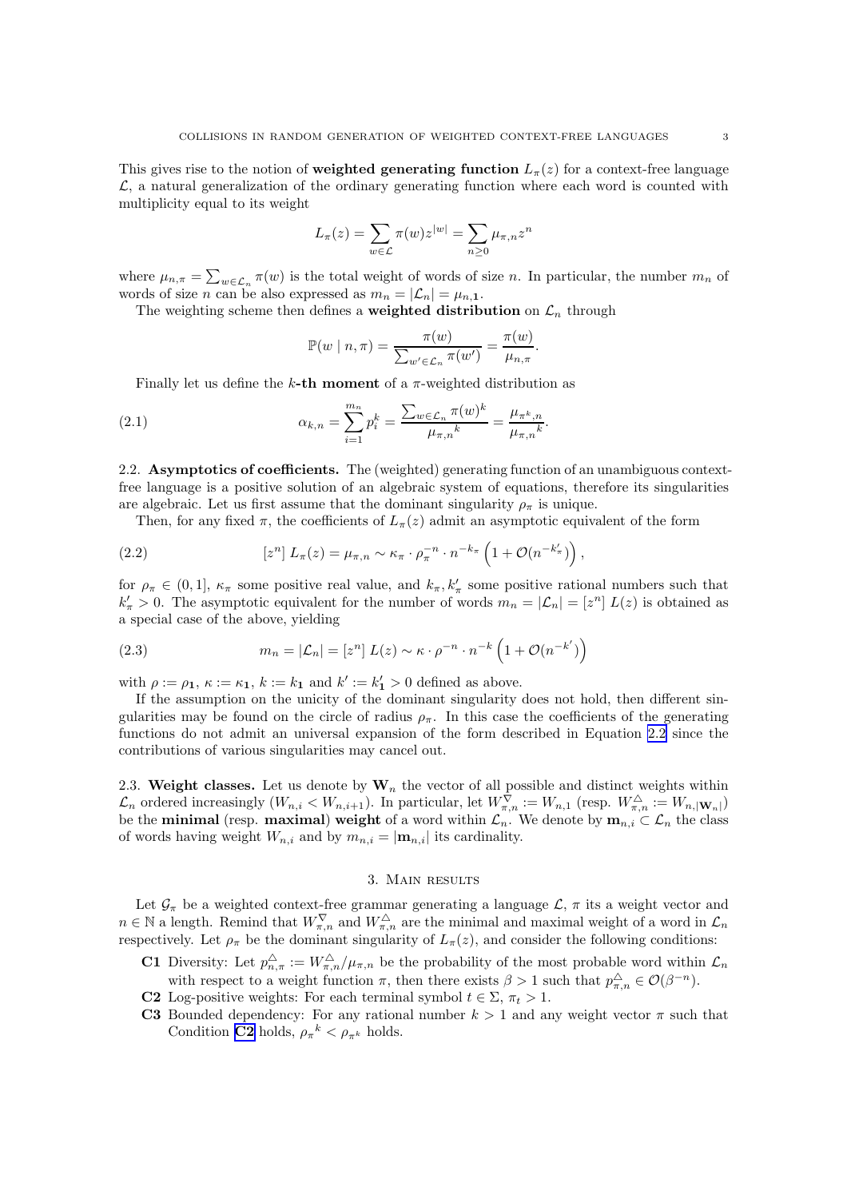This gives rise to the notion of **weighted generating function** $L_\pi(z)$ for a context-free language $\mathcal{L}$, a natural generalization of the ordinary generating function where each word is counted with multiplicity equal to its weight

$$L_\pi(z) = \sum_{w \in \mathcal{L}} \pi(w) z^{|w|} = \sum_{n \geq 0} \mu_{\pi,n} z^n$$

where $\mu_{n,\pi} = \sum_{w \in \mathcal{L}_n} \pi(w)$ is the total weight of words of size $n$. In particular, the number $m_n$ of words of size $n$ can be also expressed as $m_n = |\mathcal{L}_n| = \mu_{n,\mathbf{1}}$.

The weighting scheme then defines a **weighted distribution** on $\mathcal{L}_n$ through

$$\mathbb{P}(w \mid n, \pi) = \frac{\pi(w)}{\sum_{w' \in \mathcal{L}_n} \pi(w')} = \frac{\pi(w)}{\mu_{n,\pi}}.$$

Finally let us define the $k$**-th moment** of a $\pi$-weighted distribution as

$$\alpha_{k,n} = \sum_{i=1}^{m_n} p_i^k = \frac{\sum_{w \in \mathcal{L}_n} \pi(w)^k}{{\mu_{\pi,n}}^k} = \frac{\mu_{\pi^k,n}}{{\mu_{\pi,n}}^k}. \tag{2.1}$$

2.2. **Asymptotics of coefficients.** The (weighted) generating function of an unambiguous context-free language is a positive solution of an algebraic system of equations, therefore its singularities are algebraic. Let us first assume that the dominant singularity $\rho_\pi$ is unique.

Then, for any fixed $\pi$, the coefficients of $L_\pi(z)$ admit an asymptotic equivalent of the form

$$[z^n]\ L_\pi(z) = \mu_{\pi,n} \sim \kappa_\pi \cdot \rho_\pi^{-n} \cdot n^{-k_\pi} \left(1 + \mathcal{O}(n^{-k'_\pi})\right), \tag{2.2}$$

for $\rho_\pi \in (0,1]$, $\kappa_\pi$ some positive real value, and $k_\pi, k'_\pi$ some positive rational numbers such that $k'_\pi > 0$. The asymptotic equivalent for the number of words $m_n = |\mathcal{L}_n| = [z^n]\ L(z)$ is obtained as a special case of the above, yielding

$$m_n = |\mathcal{L}_n| = [z^n]\ L(z) \sim \kappa \cdot \rho^{-n} \cdot n^{-k} \left(1 + \mathcal{O}(n^{-k'})\right) \tag{2.3}$$

with $\rho := \rho_{\mathbf{1}}$, $\kappa := \kappa_{\mathbf{1}}$, $k := k_{\mathbf{1}}$ and $k' := k'_{\mathbf{1}} > 0$ defined as above.

If the assumption on the unicity of the dominant singularity does not hold, then different singularities may be found on the circle of radius $\rho_\pi$. In this case the coefficients of the generating functions do not admit an universal expansion of the form described in Equation 2.2 since the contributions of various singularities may cancel out.

2.3. **Weight classes.** Let us denote by $\mathbf{W}_n$ the vector of all possible and distinct weights within $\mathcal{L}_n$ ordered increasingly ($W_{n,i} < W_{n,i+1}$). In particular, let $W^{\nabla}_{\pi,n} := W_{n,1}$ (resp. $W^{\triangle}_{\pi,n} := W_{n,|\mathbf{W}_n|}$) be the **minimal** (resp. **maximal**) **weight** of a word within $\mathcal{L}_n$. We denote by $\mathbf{m}_{n,i} \subset \mathcal{L}_n$ the class of words having weight $W_{n,i}$ and by $m_{n,i} = |\mathbf{m}_{n,i}|$ its cardinality.

## 3. Main results

Let $\mathcal{G}_\pi$ be a weighted context-free grammar generating a language $\mathcal{L}$, $\pi$ its a weight vector and $n \in \mathbb{N}$ a length. Remind that $W^{\nabla}_{\pi,n}$ and $W^{\triangle}_{\pi,n}$ are the minimal and maximal weight of a word in $\mathcal{L}_n$ respectively. Let $\rho_\pi$ be the dominant singularity of $L_\pi(z)$, and consider the following conditions:

- **C1** Diversity: Let $p^{\triangle}_{n,\pi} := W^{\triangle}_{\pi,n}/\mu_{\pi,n}$ be the probability of the most probable word within $\mathcal{L}_n$ with respect to a weight function $\pi$, then there exists $\beta > 1$ such that $p^{\triangle}_{\pi,n} \in \mathcal{O}(\beta^{-n})$.
- **C2** Log-positive weights: For each terminal symbol $t \in \Sigma$, $\pi_t > 1$.
- **C3** Bounded dependency: For any rational number $k > 1$ and any weight vector $\pi$ such that Condition C2 holds, ${\rho_\pi}^k < \rho_{\pi^k}$ holds.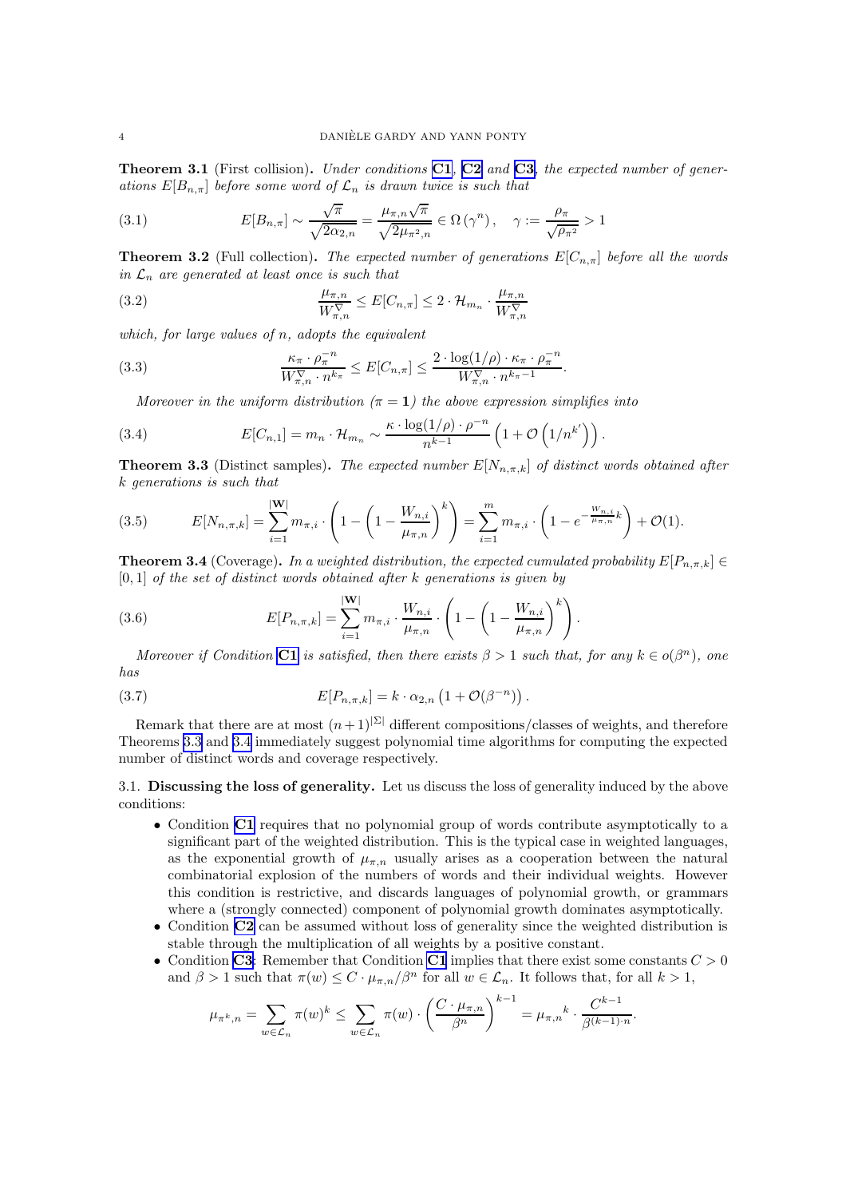**Theorem 3.1** (First collision). *Under conditions* **C1**, **C2** *and* **C3**, *the expected number of generations* $E[B_{n,\pi}]$ *before some word of* $\mathcal{L}_n$ *is drawn twice is such that*

$$E[B_{n,\pi}] \sim \frac{\sqrt{\pi}}{\sqrt{2\alpha_{2,n}}} = \frac{\mu_{\pi,n}\sqrt{\pi}}{\sqrt{2\mu_{\pi^2,n}}} \in \Omega\left(\gamma^n\right), \quad \gamma := \frac{\rho_\pi}{\sqrt{\rho_{\pi^2}}} > 1 \tag{3.1}$$

**Theorem 3.2** (Full collection). *The expected number of generations* $E[C_{n,\pi}]$ *before all the words in* $\mathcal{L}_n$ *are generated at least once is such that*

$$\frac{\mu_{\pi,n}}{W^{\nabla}_{\pi,n}} \leq E[C_{n,\pi}] \leq 2 \cdot \mathcal{H}_{m_n} \cdot \frac{\mu_{\pi,n}}{W^{\nabla}_{\pi,n}} \tag{3.2}$$

*which, for large values of* $n$, *adopts the equivalent*

$$\frac{\kappa_\pi \cdot \rho_\pi^{-n}}{W^{\nabla}_{\pi,n} \cdot n^{k_\pi}} \leq E[C_{n,\pi}] \leq \frac{2 \cdot \log(1/\rho) \cdot \kappa_\pi \cdot \rho_\pi^{-n}}{W^{\nabla}_{\pi,n} \cdot n^{k_\pi - 1}}. \tag{3.3}$$

*Moreover in the uniform distribution* ($\pi = \mathbf{1}$) *the above expression simplifies into*

$$E[C_{n,1}] = m_n \cdot \mathcal{H}_{m_n} \sim \frac{\kappa \cdot \log(1/\rho) \cdot \rho^{-n}}{n^{k-1}} \left(1 + \mathcal{O}\left(1/n^{k'}\right)\right). \tag{3.4}$$

**Theorem 3.3** (Distinct samples). *The expected number* $E[N_{n,\pi,k}]$ *of distinct words obtained after* $k$ *generations is such that*

$$E[N_{n,\pi,k}] = \sum_{i=1}^{|\mathbf{W}|} m_{\pi,i} \cdot \left(1 - \left(1 - \frac{W_{n,i}}{\mu_{\pi,n}}\right)^k\right) = \sum_{i=1}^{m} m_{\pi,i} \cdot \left(1 - e^{-\frac{W_{n,i}}{\mu_{\pi,n}}k}\right) + \mathcal{O}(1). \tag{3.5}$$

**Theorem 3.4** (Coverage). *In a weighted distribution, the expected cumulated probability* $E[P_{n,\pi,k}] \in [0,1]$ *of the set of distinct words obtained after* $k$ *generations is given by*

$$E[P_{n,\pi,k}] = \sum_{i=1}^{|\mathbf{W}|} m_{\pi,i} \cdot \frac{W_{n,i}}{\mu_{\pi,n}} \cdot \left(1 - \left(1 - \frac{W_{n,i}}{\mu_{\pi,n}}\right)^k\right). \tag{3.6}$$

*Moreover if Condition* **C1** *is satisfied, then there exists* $\beta > 1$ *such that, for any* $k \in o(\beta^n)$, *one has*

$$E[P_{n,\pi,k}] = k \cdot \alpha_{2,n}\left(1 + \mathcal{O}(\beta^{-n})\right). \tag{3.7}$$

Remark that there are at most $(n+1)^{|\Sigma|}$ different compositions/classes of weights, and therefore Theorems 3.3 and 3.4 immediately suggest polynomial time algorithms for computing the expected number of distinct words and coverage respectively.

### 3.1. Discussing the loss of generality.

Let us discuss the loss of generality induced by the above conditions:

- Condition **C1** requires that no polynomial group of words contribute asymptotically to a significant part of the weighted distribution. This is the typical case in weighted languages, as the exponential growth of $\mu_{\pi,n}$ usually arises as a cooperation between the natural combinatorial explosion of the numbers of words and their individual weights. However this condition is restrictive, and discards languages of polynomial growth, or grammars where a (strongly connected) component of polynomial growth dominates asymptotically.
- Condition **C2** can be assumed without loss of generality since the weighted distribution is stable through the multiplication of all weights by a positive constant.
- Condition **C3**: Remember that Condition **C1** implies that there exist some constants $C > 0$ and $\beta > 1$ such that $\pi(w) \leq C \cdot \mu_{\pi,n}/\beta^n$ for all $w \in \mathcal{L}_n$. It follows that, for all $k > 1$,

$$\mu_{\pi^k,n} = \sum_{w \in \mathcal{L}_n} \pi(w)^k \leq \sum_{w \in \mathcal{L}_n} \pi(w) \cdot \left(\frac{C \cdot \mu_{\pi,n}}{\beta^n}\right)^{k-1} = {\mu_{\pi,n}}^k \cdot \frac{C^{k-1}}{\beta^{(k-1)\cdot n}}.$$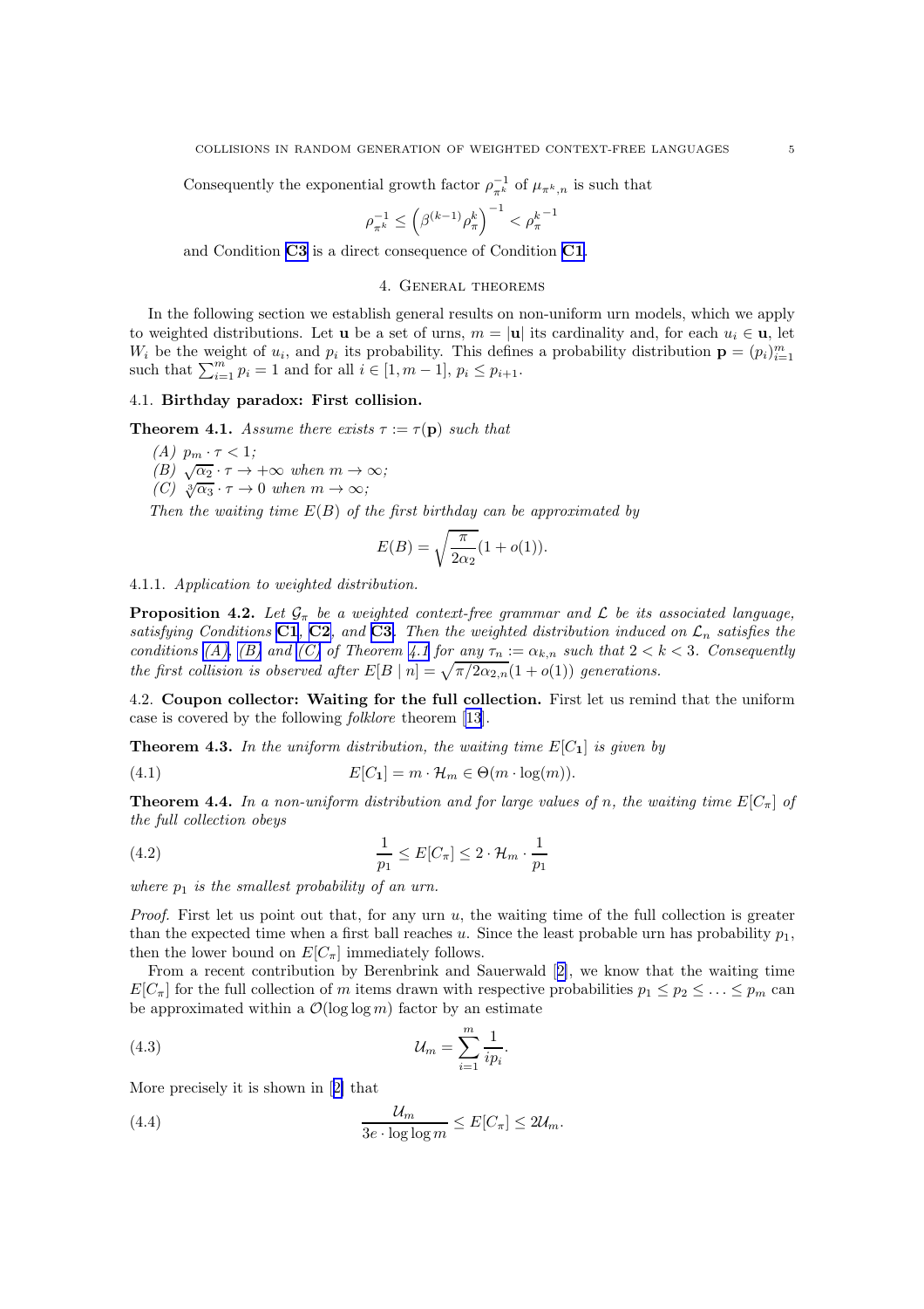Consequently the exponential growth factor $\rho_{\pi^k}^{-1}$ of $\mu_{\pi^k,n}$ is such that

$$\rho_{\pi^k}^{-1} \leq \left(\beta^{(k-1)}\rho_\pi^k\right)^{-1} < {\rho_\pi^k}^{-1}$$

and Condition **C3** is a direct consequence of Condition **C1**.

## 4. General theorems

In the following section we establish general results on non-uniform urn models, which we apply to weighted distributions. Let $\mathbf{u}$ be a set of urns, $m = |\mathbf{u}|$ its cardinality and, for each $u_i \in \mathbf{u}$, let $W_i$ be the weight of $u_i$, and $p_i$ its probability. This defines a probability distribution $\mathbf{p} = (p_i)_{i=1}^m$ such that $\sum_{i=1}^m p_i = 1$ and for all $i \in [1, m-1]$, $p_i \leq p_{i+1}$.

### 4.1. Birthday paradox: First collision.

**Theorem 4.1.** *Assume there exists $\tau := \tau(\mathbf{p})$ such that*

*(A) $p_m \cdot \tau < 1$;*
*(B) $\sqrt{\alpha_2} \cdot \tau \to +\infty$ when $m \to \infty$;*
*(C) $\sqrt[3]{\alpha_3} \cdot \tau \to 0$ when $m \to \infty$;*

*Then the waiting time $E(B)$ of the first birthday can be approximated by*

$$E(B) = \sqrt{\frac{\pi}{2\alpha_2}}(1 + o(1)).$$

#### 4.1.1. *Application to weighted distribution.*

**Proposition 4.2.** *Let $\mathcal{G}_\pi$ be a weighted context-free grammar and $\mathcal{L}$ be its associated language, satisfying Conditions* **C1**, **C2**, *and* **C3**. *Then the weighted distribution induced on $\mathcal{L}_n$ satisfies the conditions (A), (B) and (C) of Theorem 4.1 for any $\tau_n := \alpha_{k,n}$ such that $2 < k < 3$. Consequently the first collision is observed after $E[B \mid n] = \sqrt{\pi/2\alpha_{2,n}}(1 + o(1))$ generations.*

### 4.2. Coupon collector: Waiting for the full collection.

First let us remind that the uniform case is covered by the following *folklore* theorem [13].

**Theorem 4.3.** *In the uniform distribution, the waiting time $E[C_\mathbf{1}]$ is given by*

$$E[C_\mathbf{1}] = m \cdot \mathcal{H}_m \in \Theta(m \cdot \log(m)). \tag{4.1}$$

**Theorem 4.4.** *In a non-uniform distribution and for large values of $n$, the waiting time $E[C_\pi]$ of the full collection obeys*

$$\frac{1}{p_1} \leq E[C_\pi] \leq 2 \cdot \mathcal{H}_m \cdot \frac{1}{p_1} \tag{4.2}$$

*where $p_1$ is the smallest probability of an urn.*

*Proof.* First let us point out that, for any urn $u$, the waiting time of the full collection is greater than the expected time when a first ball reaches $u$. Since the least probable urn has probability $p_1$, then the lower bound on $E[C_\pi]$ immediately follows.

From a recent contribution by Berenbrink and Sauerwald [2], we know that the waiting time $E[C_\pi]$ for the full collection of $m$ items drawn with respective probabilities $p_1 \leq p_2 \leq \ldots \leq p_m$ can be approximated within a $\mathcal{O}(\log\log m)$ factor by an estimate

$$\mathcal{U}_m = \sum_{i=1}^m \frac{1}{ip_i}. \tag{4.3}$$

More precisely it is shown in [2] that

$$\frac{\mathcal{U}_m}{3e \cdot \log\log m} \leq E[C_\pi] \leq 2\mathcal{U}_m. \tag{4.4}$$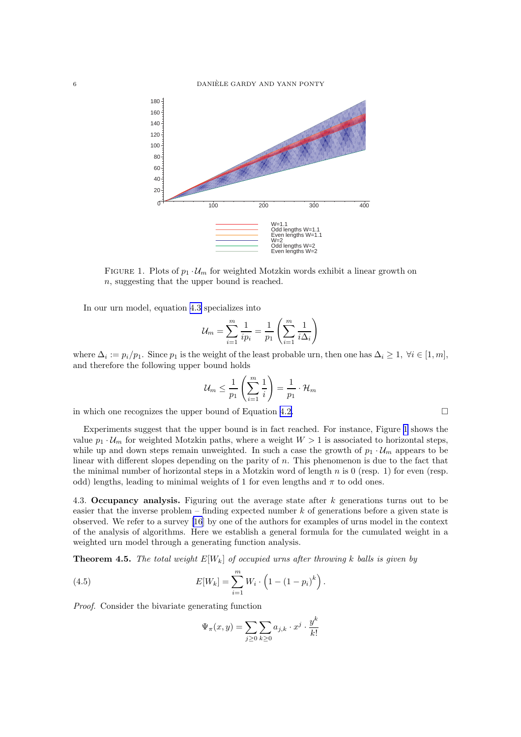FIGURE 1. Plots of $p_1 \cdot \mathcal{U}_m$ for weighted Motzkin words exhibit a linear growth on $n$, suggesting that the upper bound is reached.

In our urn model, equation 4.3 specializes into

$$\mathcal{U}_m = \sum_{i=1}^{m} \frac{1}{ip_i} = \frac{1}{p_1}\left(\sum_{i=1}^{m} \frac{1}{i\Delta_i}\right)$$

where $\Delta_i := p_i/p_1$. Since $p_1$ is the weight of the least probable urn, then one has $\Delta_i \geq 1$, $\forall i \in [1, m]$, and therefore the following upper bound holds

$$\mathcal{U}_m \leq \frac{1}{p_1}\left(\sum_{i=1}^{m} \frac{1}{i}\right) = \frac{1}{p_1} \cdot \mathcal{H}_m$$

in which one recognizes the upper bound of Equation 4.2. □

Experiments suggest that the upper bound is in fact reached. For instance, Figure 1 shows the value $p_1 \cdot \mathcal{U}_m$ for weighted Motzkin paths, where a weight $W > 1$ is associated to horizontal steps, while up and down steps remain unweighted. In such a case the growth of $p_1 \cdot \mathcal{U}_m$ appears to be linear with different slopes depending on the parity of $n$. This phenomenon is due to the fact that the minimal number of horizontal steps in a Motzkin word of length $n$ is 0 (resp. 1) for even (resp. odd) lengths, leading to minimal weights of 1 for even lengths and $\pi$ to odd ones.

4.3. **Occupancy analysis.** Figuring out the average state after $k$ generations turns out to be easier that the inverse problem – finding expected number $k$ of generations before a given state is observed. We refer to a survey [16] by one of the authors for examples of urns model in the context of the analysis of algorithms. Here we establish a general formula for the cumulated weight in a weighted urn model through a generating function analysis.

**Theorem 4.5.** *The total weight $E[W_k]$ of occupied urns after throwing $k$ balls is given by*

$$E[W_k] = \sum_{i=1}^{m} W_i \cdot \left(1 - (1 - p_i)^k\right). \tag{4.5}$$

*Proof.* Consider the bivariate generating function

$$\Psi_\pi(x, y) = \sum_{j \geq 0} \sum_{k \geq 0} a_{j,k} \cdot x^j \cdot \frac{y^k}{k!}$$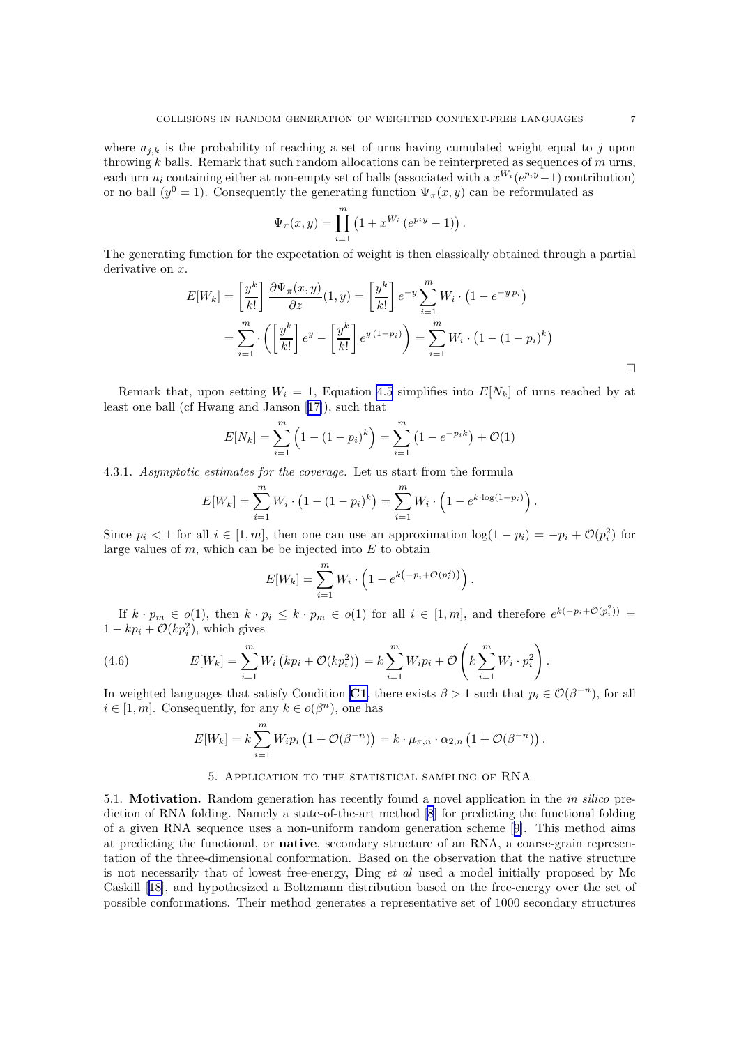where $a_{j,k}$ is the probability of reaching a set of urns having cumulated weight equal to $j$ upon throwing $k$ balls. Remark that such random allocations can be reinterpreted as sequences of $m$ urns, each urn $u_i$ containing either at non-empty set of balls (associated with a $x^{W_i}(e^{p_i y}-1)$ contribution) or no ball ($y^0 = 1$). Consequently the generating function $\Psi_\pi(x, y)$ can be reformulated as

$$\Psi_\pi(x, y) = \prod_{i=1}^{m} \left(1 + x^{W_i}\left(e^{p_i y} - 1\right)\right).$$

The generating function for the expectation of weight is then classically obtained through a partial derivative on $x$.

$$E[W_k] = \left[\frac{y^k}{k!}\right] \frac{\partial \Psi_\pi(x, y)}{\partial z}(1, y) = \left[\frac{y^k}{k!}\right] e^{-y} \sum_{i=1}^{m} W_i \cdot \left(1 - e^{-y\, p_i}\right)$$

$$= \sum_{i=1}^{m} \cdot \left(\left[\frac{y^k}{k!}\right] e^{y} - \left[\frac{y^k}{k!}\right] e^{y\,(1-p_i)}\right) = \sum_{i=1}^{m} W_i \cdot \left(1 - (1 - p_i)^k\right)$$

□

Remark that, upon setting $W_i = 1$, Equation 4.5 simplifies into $E[N_k]$ of urns reached by at least one ball (cf Hwang and Janson [17]), such that

$$E[N_k] = \sum_{i=1}^{m} \left(1 - (1 - p_i)^k\right) = \sum_{i=1}^{m} \left(1 - e^{-p_i k}\right) + \mathcal{O}(1)$$

4.3.1. *Asymptotic estimates for the coverage.* Let us start from the formula

$$E[W_k] = \sum_{i=1}^{m} W_i \cdot \left(1 - (1 - p_i)^k\right) = \sum_{i=1}^{m} W_i \cdot \left(1 - e^{k \cdot \log(1-p_i)}\right).$$

Since $p_i < 1$ for all $i \in [1, m]$, then one can use an approximation $\log(1 - p_i) = -p_i + \mathcal{O}(p_i^2)$ for large values of $m$, which can be be injected into $E$ to obtain

$$E[W_k] = \sum_{i=1}^{m} W_i \cdot \left(1 - e^{k\left(-p_i + \mathcal{O}(p_i^2)\right)}\right).$$

If $k \cdot p_m \in o(1)$, then $k \cdot p_i \leq k \cdot p_m \in o(1)$ for all $i \in [1, m]$, and therefore $e^{k(-p_i + \mathcal{O}(p_i^2))} = 1 - kp_i + \mathcal{O}(kp_i^2)$, which gives

$$E[W_k] = \sum_{i=1}^{m} W_i \left(kp_i + \mathcal{O}(kp_i^2)\right) = k \sum_{i=1}^{m} W_i p_i + \mathcal{O}\left(k \sum_{i=1}^{m} W_i \cdot p_i^2\right). \tag{4.6}$$

In weighted languages that satisfy Condition **C1**, there exists $\beta > 1$ such that $p_i \in \mathcal{O}(\beta^{-n})$, for all $i \in [1, m]$. Consequently, for any $k \in o(\beta^n)$, one has

$$E[W_k] = k \sum_{i=1}^{m} W_i p_i \left(1 + \mathcal{O}(\beta^{-n})\right) = k \cdot \mu_{\pi,n} \cdot \alpha_{2,n} \left(1 + \mathcal{O}(\beta^{-n})\right).$$

## 5. Application to the statistical sampling of RNA

5.1. **Motivation.** Random generation has recently found a novel application in the *in silico* prediction of RNA folding. Namely a state-of-the-art method [8] for predicting the functional folding of a given RNA sequence uses a non-uniform random generation scheme [9]. This method aims at predicting the functional, or **native**, secondary structure of an RNA, a coarse-grain representation of the three-dimensional conformation. Based on the observation that the native structure is not necessarily that of lowest free-energy, Ding *et al* used a model initially proposed by Mc Caskill [18], and hypothesized a Boltzmann distribution based on the free-energy over the set of possible conformations. Their method generates a representative set of 1000 secondary structures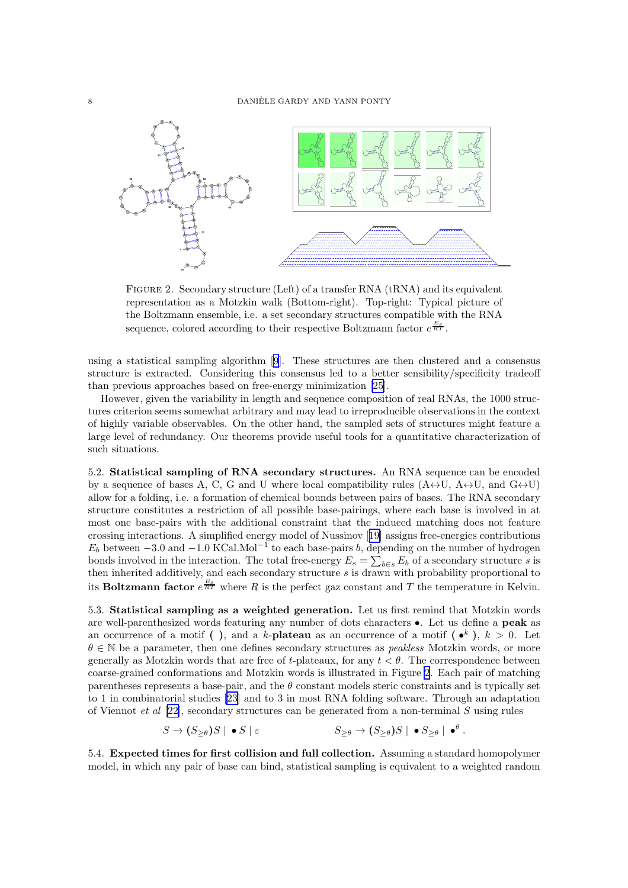FIGURE 2. Secondary structure (Left) of a transfer RNA (tRNA) and its equivalent representation as a Motzkin walk (Bottom-right). Top-right: Typical picture of the Boltzmann ensemble, i.e. a set secondary structures compatible with the RNA sequence, colored according to their respective Boltzmann factor $e^{\frac{E_s}{RT}}$.

using a statistical sampling algorithm [9]. These structures are then clustered and a consensus structure is extracted. Considering this consensus led to a better sensibility/specificity tradeoff than previous approaches based on free-energy minimization [25].

However, given the variability in length and sequence composition of real RNAs, the 1000 structures criterion seems somewhat arbitrary and may lead to irreproducible observations in the context of highly variable observables. On the other hand, the sampled sets of structures might feature a large level of redundancy. Our theorems provide useful tools for a quantitative characterization of such situations.

**5.2. Statistical sampling of RNA secondary structures.** An RNA sequence can be encoded by a sequence of bases A, C, G and U where local compatibility rules (A↔U, A↔U, and G↔U) allow for a folding, i.e. a formation of chemical bounds between pairs of bases. The RNA secondary structure constitutes a restriction of all possible base-pairings, where each base is involved in at most one base-pairs with the additional constraint that the induced matching does not feature crossing interactions. A simplified energy model of Nussinov [19] assigns free-energies contributions $E_b$ between $-3.0$ and $-1.0$ KCal.Mol$^{-1}$ to each base-pairs $b$, depending on the number of hydrogen bonds involved in the interaction. The total free-energy $E_s = \sum_{b \in s} E_b$ of a secondary structure $s$ is then inherited additively, and each secondary structure $s$ is drawn with probability proportional to its **Boltzmann factor** $e^{\frac{E_s}{RT}}$ where $R$ is the perfect gaz constant and $T$ the temperature in Kelvin.

**5.3. Statistical sampling as a weighted generation.** Let us first remind that Motzkin words are well-parenthesized words featuring any number of dots characters $\bullet$. Let us define a **peak** as an occurrence of a motif **( )**, and a $k$-**plateau** as an occurrence of a motif **(** $\bullet^k$ **)**, $k > 0$. Let $\theta \in \mathbb{N}$ be a parameter, then one defines secondary structures as *peakless* Motzkin words, or more generally as Motzkin words that are free of $t$-plateaux, for any $t < \theta$. The correspondence between coarse-grained conformations and Motzkin words is illustrated in Figure 2. Each pair of matching parentheses represents a base-pair, and the $\theta$ constant models steric constraints and is typically set to 1 in combinatorial studies [23] and to 3 in most RNA folding software. Through an adaptation of Viennot *et al* [22], secondary structures can be generated from a non-terminal $S$ using rules

$$S \to (S_{\geq\theta})S \mid \bullet S \mid \varepsilon \qquad\qquad S_{\geq\theta} \to (S_{\geq\theta})S \mid \bullet S_{\geq\theta} \mid \bullet^{\theta}.$$

**5.4. Expected times for first collision and full collection.** Assuming a standard homopolymer model, in which any pair of base can bind, statistical sampling is equivalent to a weighted random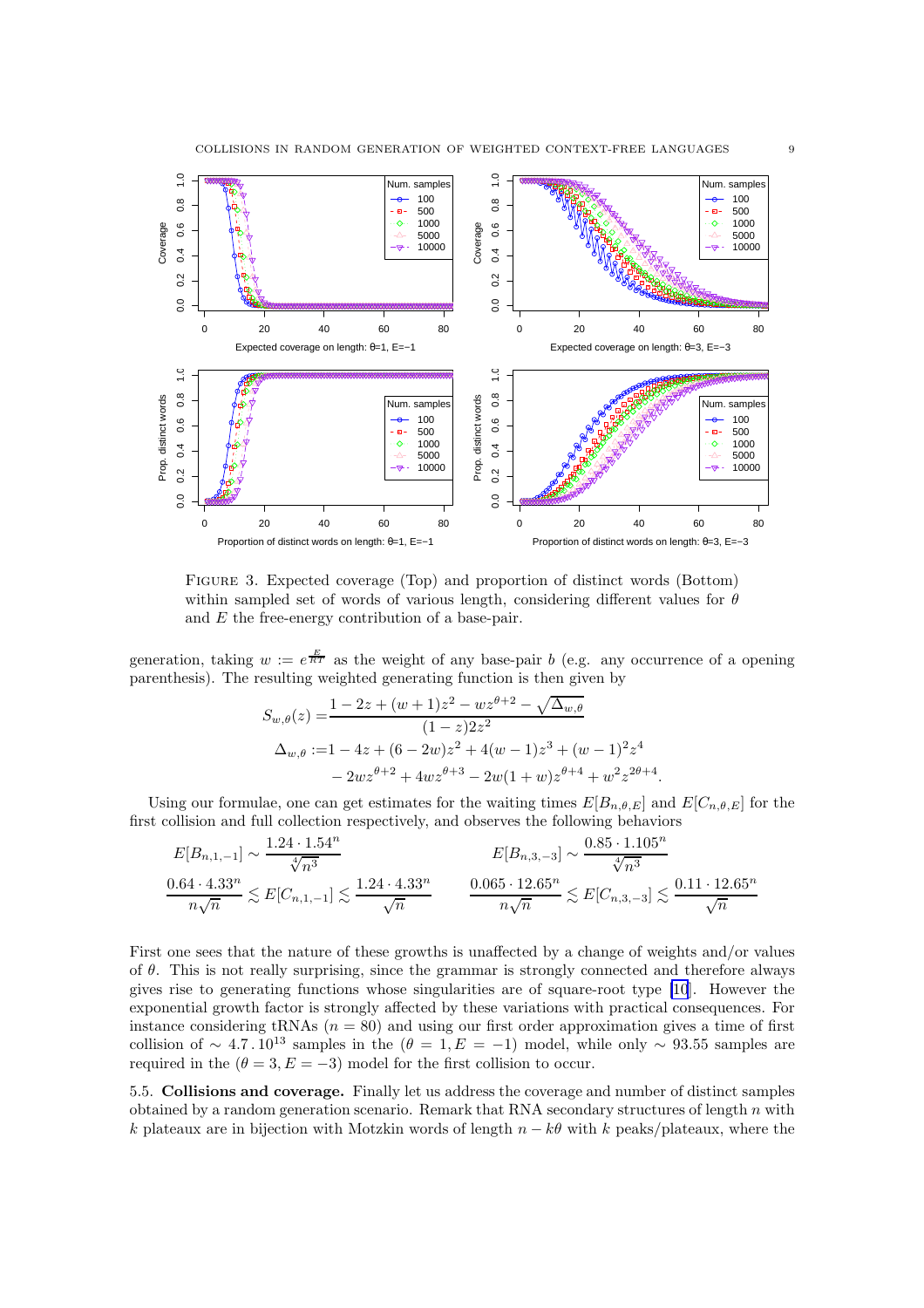FIGURE 3. Expected coverage (Top) and proportion of distinct words (Bottom) within sampled set of words of various length, considering different values for $\theta$ and $E$ the free-energy contribution of a base-pair.

generation, taking $w := e^{\frac{E}{RT}}$ as the weight of any base-pair $b$ (e.g. any occurrence of a opening parenthesis). The resulting weighted generating function is then given by

$$
\begin{aligned}
S_{w,\theta}(z) =& \frac{1 - 2z + (w+1)z^2 - wz^{\theta+2} - \sqrt{\Delta_{w,\theta}}}{(1-z)2z^2} \\
\Delta_{w,\theta} :=& 1 - 4z + (6-2w)z^2 + 4(w-1)z^3 + (w-1)^2 z^4 \\
& - 2wz^{\theta+2} + 4wz^{\theta+3} - 2w(1+w)z^{\theta+4} + w^2 z^{2\theta+4}.
\end{aligned}
$$

Using our formulae, one can get estimates for the waiting times $E[B_{n,\theta,E}]$ and $E[C_{n,\theta,E}]$ for the first collision and full collection respectively, and observes the following behaviors

$$
E[B_{n,1,-1}] \sim \frac{1.24 \cdot 1.54^n}{\sqrt[4]{n^3}} \qquad\qquad E[B_{n,3,-3}] \sim \frac{0.85 \cdot 1.105^n}{\sqrt[4]{n^3}}
$$

$$
\frac{0.64 \cdot 4.33^n}{n\sqrt{n}} \lesssim E[C_{n,1,-1}] \lesssim \frac{1.24 \cdot 4.33^n}{\sqrt{n}} \qquad \frac{0.065 \cdot 12.65^n}{n\sqrt{n}} \lesssim E[C_{n,3,-3}] \lesssim \frac{0.11 \cdot 12.65^n}{\sqrt{n}}
$$

First one sees that the nature of these growths is unaffected by a change of weights and/or values of $\theta$. This is not really surprising, since the grammar is strongly connected and therefore always gives rise to generating functions whose singularities are of square-root type [10]. However the exponential growth factor is strongly affected by these variations with practical consequences. For instance considering tRNAs ($n = 80$) and using our first order approximation gives a time of first collision of $\sim 4.7 . 10^{13}$ samples in the ($\theta = 1, E = -1$) model, while only $\sim 93.55$ samples are required in the ($\theta = 3, E = -3$) model for the first collision to occur.

**5.5. Collisions and coverage.** Finally let us address the coverage and number of distinct samples obtained by a random generation scenario. Remark that RNA secondary structures of length $n$ with $k$ plateaux are in bijection with Motzkin words of length $n - k\theta$ with $k$ peaks/plateaux, where the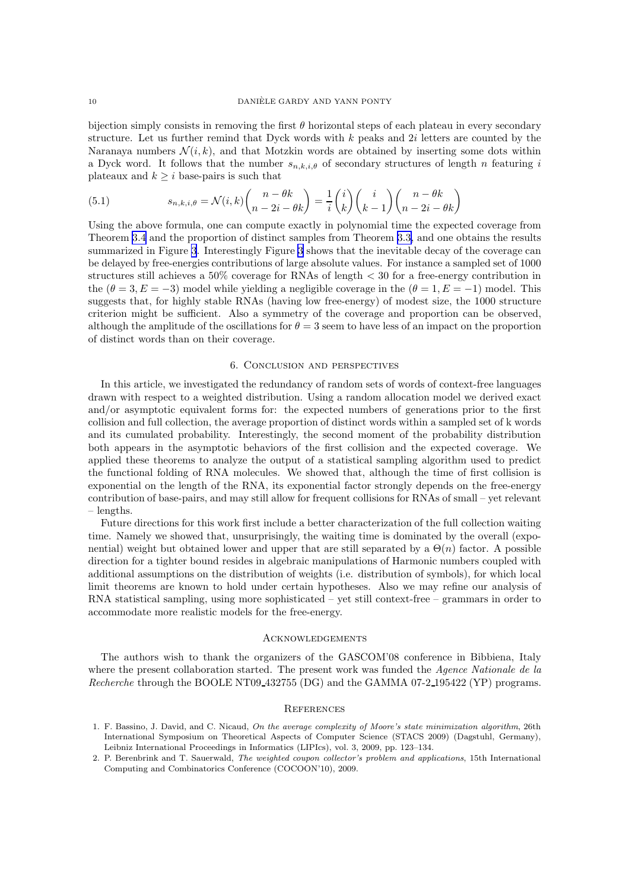bijection simply consists in removing the first $\theta$ horizontal steps of each plateau in every secondary structure. Let us further remind that Dyck words with $k$ peaks and $2i$ letters are counted by the Naranaya numbers $\mathcal{N}(i,k)$, and that Motzkin words are obtained by inserting some dots within a Dyck word. It follows that the number $s_{n,k,i,\theta}$ of secondary structures of length $n$ featuring $i$ plateaux and $k \geq i$ base-pairs is such that

$$s_{n,k,i,\theta} = \mathcal{N}(i,k)\binom{n-\theta k}{n-2i-\theta k} = \frac{1}{i}\binom{i}{k}\binom{i}{k-1}\binom{n-\theta k}{n-2i-\theta k} \tag{5.1}$$

Using the above formula, one can compute exactly in polynomial time the expected coverage from Theorem 3.4 and the proportion of distinct samples from Theorem 3.3, and one obtains the results summarized in Figure 3. Interestingly Figure 3 shows that the inevitable decay of the coverage can be delayed by free-energies contributions of large absolute values. For instance a sampled set of 1000 structures still achieves a 50% coverage for RNAs of length < 30 for a free-energy contribution in the $(\theta = 3, E = -3)$ model while yielding a negligible coverage in the $(\theta = 1, E = -1)$ model. This suggests that, for highly stable RNAs (having low free-energy) of modest size, the 1000 structure criterion might be sufficient. Also a symmetry of the coverage and proportion can be observed, although the amplitude of the oscillations for $\theta = 3$ seem to have less of an impact on the proportion of distinct words than on their coverage.

## 6. Conclusion and perspectives

In this article, we investigated the redundancy of random sets of words of context-free languages drawn with respect to a weighted distribution. Using a random allocation model we derived exact and/or asymptotic equivalent forms for: the expected numbers of generations prior to the first collision and full collection, the average proportion of distinct words within a sampled set of k words and its cumulated probability. Interestingly, the second moment of the probability distribution both appears in the asymptotic behaviors of the first collision and the expected coverage. We applied these theorems to analyze the output of a statistical sampling algorithm used to predict the functional folding of RNA molecules. We showed that, although the time of first collision is exponential on the length of the RNA, its exponential factor strongly depends on the free-energy contribution of base-pairs, and may still allow for frequent collisions for RNAs of small – yet relevant – lengths.

Future directions for this work first include a better characterization of the full collection waiting time. Namely we showed that, unsurprisingly, the waiting time is dominated by the overall (exponential) weight but obtained lower and upper that are still separated by a $\Theta(n)$ factor. A possible direction for a tighter bound resides in algebraic manipulations of Harmonic numbers coupled with additional assumptions on the distribution of weights (i.e. distribution of symbols), for which local limit theorems are known to hold under certain hypotheses. Also we may refine our analysis of RNA statistical sampling, using more sophisticated – yet still context-free – grammars in order to accommodate more realistic models for the free-energy.

## Acknowledgements

The authors wish to thank the organizers of the GASCOM'08 conference in Bibbiena, Italy where the present collaboration started. The present work was funded the *Agence Nationale de la Recherche* through the BOOLE NT09_432755 (DG) and the GAMMA 07-2_195422 (YP) programs.

## References

1. F. Bassino, J. David, and C. Nicaud, *On the average complexity of Moore's state minimization algorithm*, 26th International Symposium on Theoretical Aspects of Computer Science (STACS 2009) (Dagstuhl, Germany), Leibniz International Proceedings in Informatics (LIPIcs), vol. 3, 2009, pp. 123–134.
2. P. Berenbrink and T. Sauerwald, *The weighted coupon collector's problem and applications*, 15th International Computing and Combinatorics Conference (COCOON'10), 2009.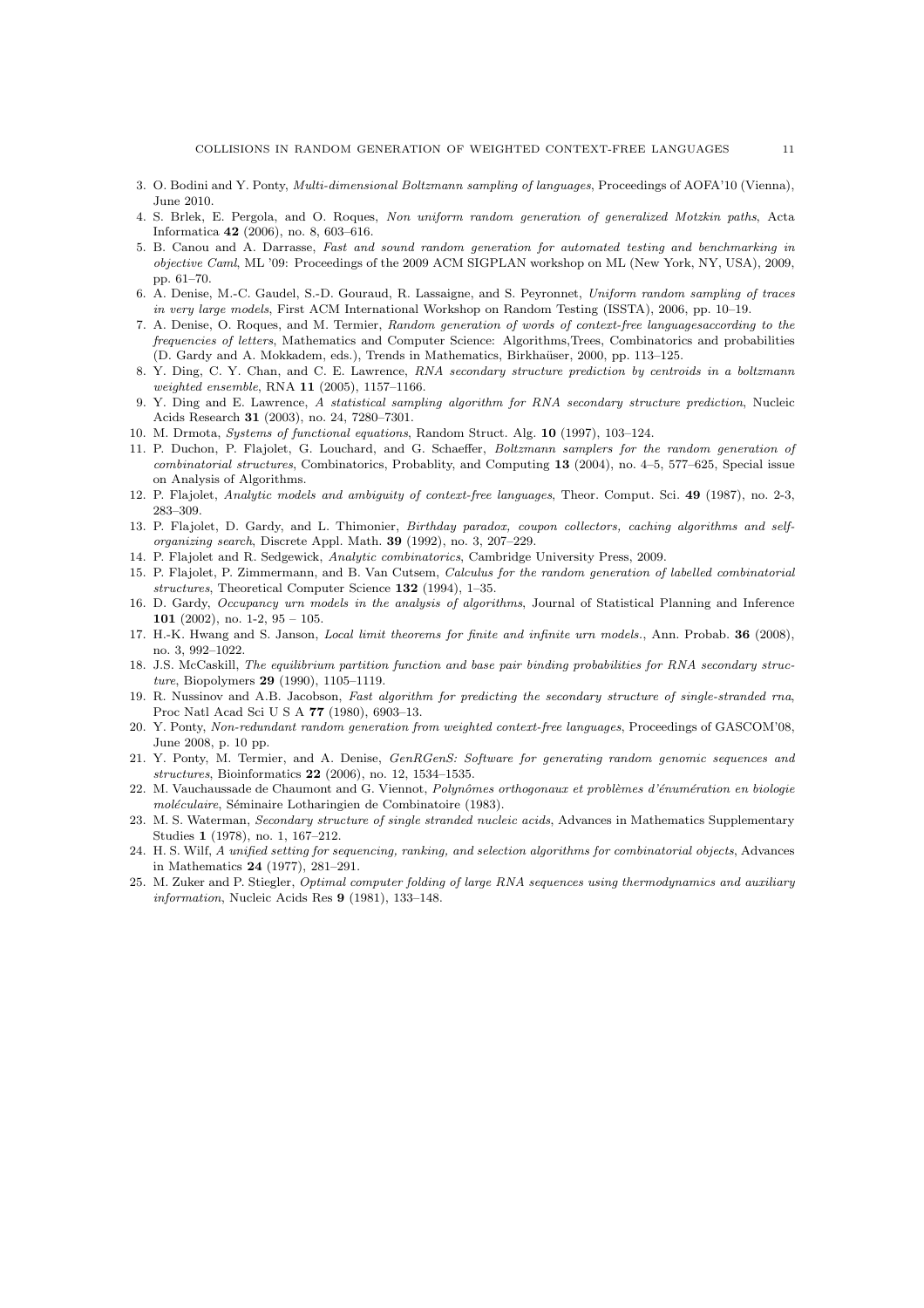3. O. Bodini and Y. Ponty, *Multi-dimensional Boltzmann sampling of languages*, Proceedings of AOFA'10 (Vienna), June 2010.
4. S. Brlek, E. Pergola, and O. Roques, *Non uniform random generation of generalized Motzkin paths*, Acta Informatica **42** (2006), no. 8, 603–616.
5. B. Canou and A. Darrasse, *Fast and sound random generation for automated testing and benchmarking in objective Caml*, ML '09: Proceedings of the 2009 ACM SIGPLAN workshop on ML (New York, NY, USA), 2009, pp. 61–70.
6. A. Denise, M.-C. Gaudel, S.-D. Gouraud, R. Lassaigne, and S. Peyronnet, *Uniform random sampling of traces in very large models*, First ACM International Workshop on Random Testing (ISSTA), 2006, pp. 10–19.
7. A. Denise, O. Roques, and M. Termier, *Random generation of words of context-free languagesaccording to the frequencies of letters*, Mathematics and Computer Science: Algorithms,Trees, Combinatorics and probabilities (D. Gardy and A. Mokkadem, eds.), Trends in Mathematics, Birkhaüser, 2000, pp. 113–125.
8. Y. Ding, C. Y. Chan, and C. E. Lawrence, *RNA secondary structure prediction by centroids in a boltzmann weighted ensemble*, RNA **11** (2005), 1157–1166.
9. Y. Ding and E. Lawrence, *A statistical sampling algorithm for RNA secondary structure prediction*, Nucleic Acids Research **31** (2003), no. 24, 7280–7301.
10. M. Drmota, *Systems of functional equations*, Random Struct. Alg. **10** (1997), 103–124.
11. P. Duchon, P. Flajolet, G. Louchard, and G. Schaeffer, *Boltzmann samplers for the random generation of combinatorial structures*, Combinatorics, Probablity, and Computing **13** (2004), no. 4–5, 577–625, Special issue on Analysis of Algorithms.
12. P. Flajolet, *Analytic models and ambiguity of context-free languages*, Theor. Comput. Sci. **49** (1987), no. 2-3, 283–309.
13. P. Flajolet, D. Gardy, and L. Thimonier, *Birthday paradox, coupon collectors, caching algorithms and self-organizing search*, Discrete Appl. Math. **39** (1992), no. 3, 207–229.
14. P. Flajolet and R. Sedgewick, *Analytic combinatorics*, Cambridge University Press, 2009.
15. P. Flajolet, P. Zimmermann, and B. Van Cutsem, *Calculus for the random generation of labelled combinatorial structures*, Theoretical Computer Science **132** (1994), 1–35.
16. D. Gardy, *Occupancy urn models in the analysis of algorithms*, Journal of Statistical Planning and Inference **101** (2002), no. 1-2, 95 – 105.
17. H.-K. Hwang and S. Janson, *Local limit theorems for finite and infinite urn models.*, Ann. Probab. **36** (2008), no. 3, 992–1022.
18. J.S. McCaskill, *The equilibrium partition function and base pair binding probabilities for RNA secondary structure*, Biopolymers **29** (1990), 1105–1119.
19. R. Nussinov and A.B. Jacobson, *Fast algorithm for predicting the secondary structure of single-stranded rna*, Proc Natl Acad Sci U S A **77** (1980), 6903–13.
20. Y. Ponty, *Non-redundant random generation from weighted context-free languages*, Proceedings of GASCOM'08, June 2008, p. 10 pp.
21. Y. Ponty, M. Termier, and A. Denise, *GenRGenS: Software for generating random genomic sequences and structures*, Bioinformatics **22** (2006), no. 12, 1534–1535.
22. M. Vauchaussade de Chaumont and G. Viennot, *Polynômes orthogonaux et problèmes d'énumération en biologie moléculaire*, Séminaire Lotharingien de Combinatoire (1983).
23. M. S. Waterman, *Secondary structure of single stranded nucleic acids*, Advances in Mathematics Supplementary Studies **1** (1978), no. 1, 167–212.
24. H. S. Wilf, *A unified setting for sequencing, ranking, and selection algorithms for combinatorial objects*, Advances in Mathematics **24** (1977), 281–291.
25. M. Zuker and P. Stiegler, *Optimal computer folding of large RNA sequences using thermodynamics and auxiliary information*, Nucleic Acids Res **9** (1981), 133–148.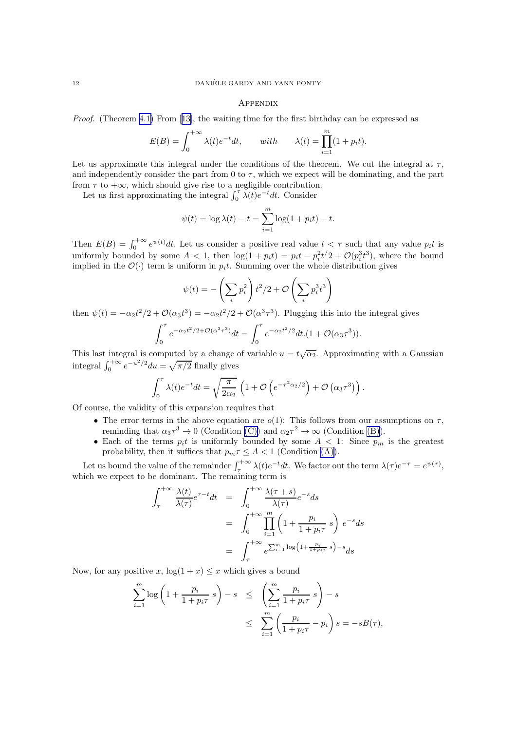## Appendix

*Proof.* (Theorem 4.1) From [13], the waiting time for the first birthday can be expressed as

$$E(B) = \int_0^{+\infty} \lambda(t) e^{-t} dt, \qquad with \qquad \lambda(t) = \prod_{i=1}^{m} (1 + p_i t).$$

Let us approximate this integral under the conditions of the theorem. We cut the integral at $\tau$, and independently consider the part from 0 to $\tau$, which we expect will be dominating, and the part from $\tau$ to $+\infty$, which should give rise to a negligible contribution.

Let us first approximating the integral $\int_0^{\tau} \lambda(t) e^{-t} dt$. Consider

$$\psi(t) = \log \lambda(t) - t = \sum_{i=1}^{m} \log(1 + p_i t) - t.$$

Then $E(B) = \int_0^{+\infty} e^{\psi(t)} dt$. Let us consider a positive real value $t < \tau$ such that any value $p_i t$ is uniformly bounded by some $A < 1$, then $\log(1 + p_i t) = p_i t - p_i^2 t/2 + \mathcal{O}(p_i^3 t^3)$, where the bound implied in the $\mathcal{O}(\cdot)$ term is uniform in $p_i t$. Summing over the whole distribution gives

$$\psi(t) = -\left(\sum_i p_i^2\right) t^2/2 + \mathcal{O}\left(\sum_i p_i^3 t^3\right)$$

then $\psi(t) = -\alpha_2 t^2/2 + \mathcal{O}(\alpha_3 t^3) = -\alpha_2 t^2/2 + \mathcal{O}(\alpha^3 \tau^3)$. Plugging this into the integral gives

$$\int_0^{\tau} e^{-\alpha_2 t^2/2 + \mathcal{O}(\alpha^3 \tau^3)} dt = \int_0^{\tau} e^{-\alpha_2 t^2/2} dt . (1 + \mathcal{O}(\alpha_3 \tau^3)).$$

This last integral is computed by a change of variable $u = t\sqrt{\alpha_2}$. Approximating with a Gaussian integral $\int_0^{+\infty} e^{-u^2/2} du = \sqrt{\pi/2}$ finally gives

$$\int_0^{\tau} \lambda(t) e^{-t} dt = \sqrt{\frac{\pi}{2\alpha_2}} \left(1 + \mathcal{O}\left(e^{-\tau^2 \alpha_2/2}\right) + \mathcal{O}\left(\alpha_3 \tau^3\right)\right).$$

Of course, the validity of this expansion requires that

- The error terms in the above equation are $o(1)$: This follows from our assumptions on $\tau$, reminding that $\alpha_3 \tau^3 \to 0$ (Condition (C)) and $\alpha_2 \tau^2 \to \infty$ (Condition (B)).
- Each of the terms $p_i t$ is uniformly bounded by some $A < 1$: Since $p_m$ is the greatest probability, then it suffices that $p_m \tau \leq A < 1$ (Condition (A)).

Let us bound the value of the remainder $\int_{\tau}^{+\infty} \lambda(t) e^{-t} dt$. We factor out the term $\lambda(\tau) e^{-\tau} = e^{\psi(\tau)}$, which we expect to be dominant. The remaining term is

$$\begin{aligned}
\int_{\tau}^{+\infty} \frac{\lambda(t)}{\lambda(\tau)} e^{\tau - t} dt &= \int_0^{+\infty} \frac{\lambda(\tau + s)}{\lambda(\tau)} e^{-s} ds \\
&= \int_0^{+\infty} \prod_{i=1}^{m} \left(1 + \frac{p_i}{1 + p_i \tau}\, s\right) e^{-s} ds \\
&= \int_{\tau}^{+\infty} e^{\sum_{i=1}^{m} \log\left(1 + \frac{p_i}{1 + p_i \tau}\, s\right) - s} ds
\end{aligned}$$

Now, for any positive $x$, $\log(1 + x) \leq x$ which gives a bound

$$\begin{aligned}
\sum_{i=1}^{m} \log\left(1 + \frac{p_i}{1 + p_i \tau}\, s\right) - s &\leq \left(\sum_{i=1}^{m} \frac{p_i}{1 + p_i \tau}\, s\right) - s \\
&\leq \sum_{i=1}^{m} \left(\frac{p_i}{1 + p_i \tau} - p_i\right) s = -sB(\tau),
\end{aligned}$$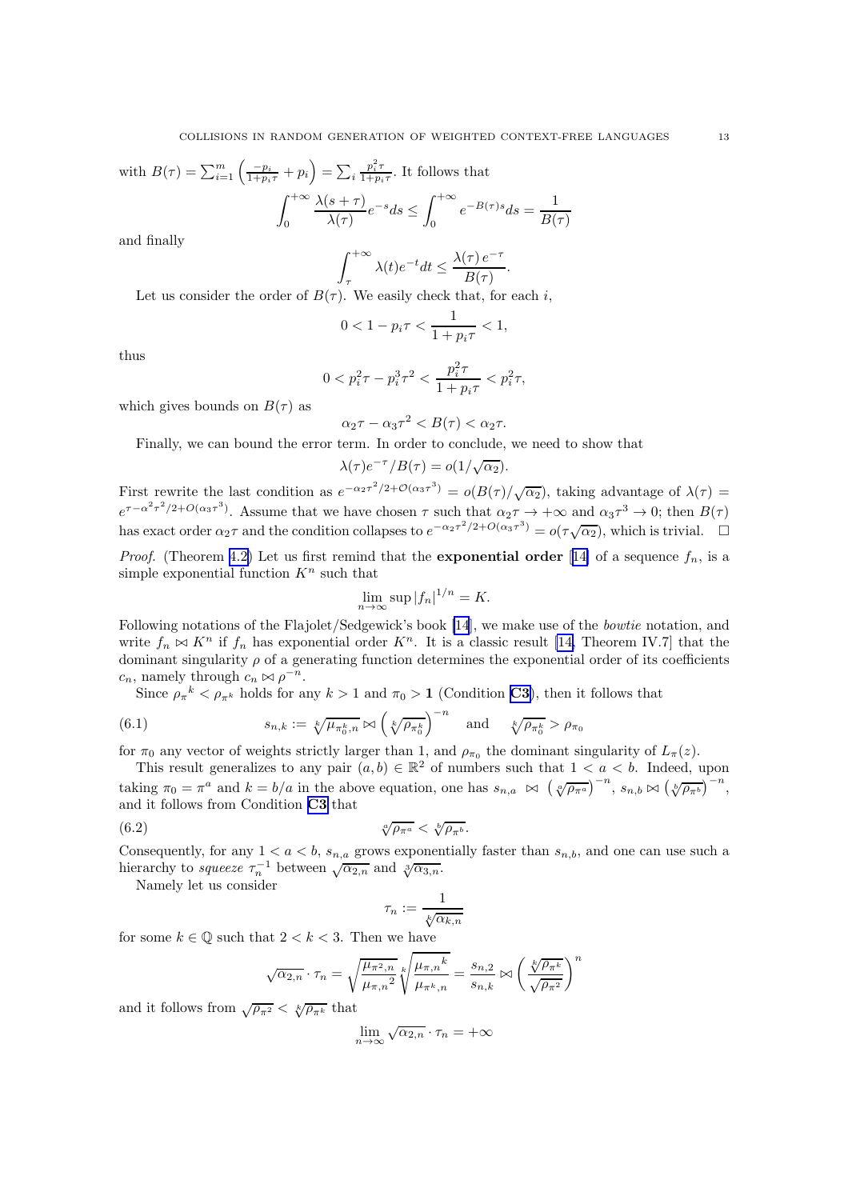with $B(\tau) = \sum_{i=1}^{m} \left( \frac{-p_i}{1+p_i\tau} + p_i \right) = \sum_i \frac{p_i^2 \tau}{1+p_i\tau}$. It follows that

$$\int_0^{+\infty} \frac{\lambda(s+\tau)}{\lambda(\tau)} e^{-s} ds \leq \int_0^{+\infty} e^{-B(\tau)s} ds = \frac{1}{B(\tau)}$$

and finally

$$\int_\tau^{+\infty} \lambda(t) e^{-t} dt \leq \frac{\lambda(\tau)\, e^{-\tau}}{B(\tau)}.$$

Let us consider the order of $B(\tau)$. We easily check that, for each $i$,

$$0 < 1 - p_i\tau < \frac{1}{1+p_i\tau} < 1,$$

thus

$$0 < p_i^2\tau - p_i^3\tau^2 < \frac{p_i^2\tau}{1+p_i\tau} < p_i^2\tau,$$

which gives bounds on $B(\tau)$ as

$$\alpha_2\tau - \alpha_3\tau^2 < B(\tau) < \alpha_2\tau.$$

Finally, we can bound the error term. In order to conclude, we need to show that

$$\lambda(\tau)e^{-\tau}/B(\tau) = o(1/\sqrt{\alpha_2}).$$

First rewrite the last condition as $e^{-\alpha_2\tau^2/2+\mathcal{O}(\alpha_3\tau^3)} = o(B(\tau)/\sqrt{\alpha_2})$, taking advantage of $\lambda(\tau) = e^{\tau-\alpha^2\tau^2/2+O(\alpha_3\tau^3)}$. Assume that we have chosen $\tau$ such that $\alpha_2\tau \to +\infty$ and $\alpha_3\tau^3 \to 0$; then $B(\tau)$ has exact order $\alpha_2\tau$ and the condition collapses to $e^{-\alpha_2\tau^2/2+\mathcal{O}(\alpha_3\tau^3)} = o(\tau\sqrt{\alpha_2})$, which is trivial. $\square$

*Proof.* (Theorem 4.2) Let us first remind that the **exponential order** [14] of a sequence $f_n$, is a simple exponential function $K^n$ such that

$$\lim_{n\to\infty} \sup |f_n|^{1/n} = K.$$

Following notations of the Flajolet/Sedgewick's book [14], we make use of the *bowtie* notation, and write $f_n \bowtie K^n$ if $f_n$ has exponential order $K^n$. It is a classic result [14, Theorem IV.7] that the dominant singularity $\rho$ of a generating function determines the exponential order of its coefficients $c_n$, namely through $c_n \bowtie \rho^{-n}$.

Since ${\rho_\pi}^k < \rho_{\pi^k}$ holds for any $k > 1$ and $\pi_0 > \mathbf{1}$ (Condition **C3**), then it follows that

$$s_{n,k} := \sqrt[k]{\mu_{\pi_0^k,n}} \bowtie \left(\sqrt[k]{\rho_{\pi_0^k}}\right)^{-n} \quad \text{and} \quad \sqrt[k]{\rho_{\pi_0^k}} > \rho_{\pi_0} \tag{6.1}$$

for $\pi_0$ any vector of weights strictly larger than 1, and $\rho_{\pi_0}$ the dominant singularity of $L_\pi(z)$.

This result generalizes to any pair $(a,b) \in \mathbb{R}^2$ of numbers such that $1 < a < b$. Indeed, upon taking $\pi_0 = \pi^a$ and $k = b/a$ in the above equation, one has $s_{n,a} \bowtie \left(\sqrt[a]{\rho_{\pi^a}}\right)^{-n}$, $s_{n,b} \bowtie \left(\sqrt[b]{\rho_{\pi^b}}\right)^{-n}$, and it follows from Condition **C3** that

$$\sqrt[a]{\rho_{\pi^a}} < \sqrt[b]{\rho_{\pi^b}}. \tag{6.2}$$

Consequently, for any $1 < a < b$, $s_{n,a}$ grows exponentially faster than $s_{n,b}$, and one can use such a hierarchy to *squeeze* $\tau_n^{-1}$ between $\sqrt{\alpha_{2,n}}$ and $\sqrt[3]{\alpha_{3,n}}$.

Namely let us consider

$$\tau_n := \frac{1}{\sqrt[k]{\alpha_{k,n}}}$$

for some $k \in \mathbb{Q}$ such that $2 < k < 3$. Then we have

$$\sqrt{\alpha_{2,n}} \cdot \tau_n = \sqrt{\frac{\mu_{\pi^2,n}}{{\mu_{\pi,n}}^2}} \sqrt[k]{\frac{{\mu_{\pi,n}}^k}{\mu_{\pi^k,n}}} = \frac{s_{n,2}}{s_{n,k}} \bowtie \left(\frac{\sqrt[k]{\rho_{\pi^k}}}{\sqrt{\rho_{\pi^2}}}\right)^n$$

and it follows from $\sqrt{\rho_{\pi^2}} < \sqrt[k]{\rho_{\pi^k}}$ that

$$\lim_{n\to\infty} \sqrt{\alpha_{2,n}} \cdot \tau_n = +\infty$$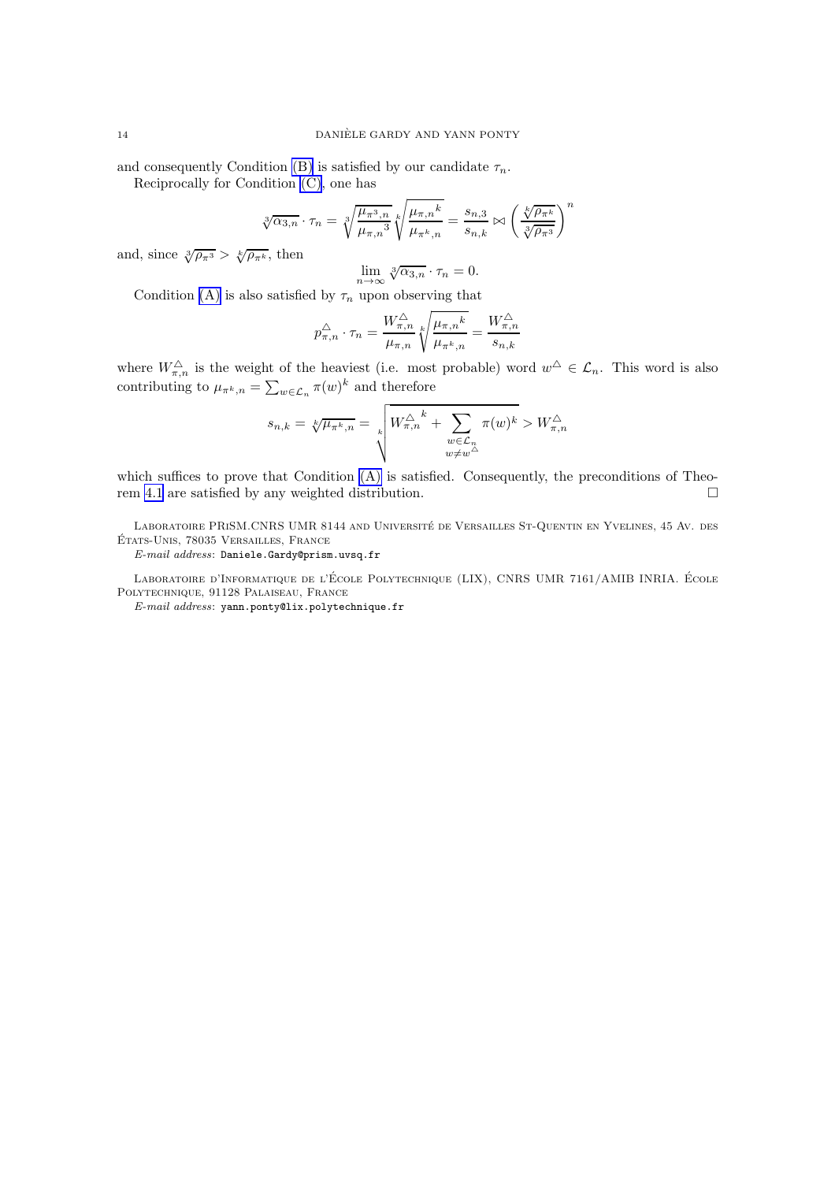and consequently Condition (B) is satisfied by our candidate $\tau_n$.

Reciprocally for Condition (C), one has

$$\sqrt[3]{\alpha_{3,n}} \cdot \tau_n = \sqrt[3]{\frac{\mu_{\pi^3,n}}{{\mu_{\pi,n}}^3}} \sqrt[k]{\frac{{\mu_{\pi,n}}^k}{\mu_{\pi^k,n}}} = \frac{s_{n,3}}{s_{n,k}} \bowtie \left(\frac{\sqrt[k]{\rho_{\pi^k}}}{\sqrt[3]{\rho_{\pi^3}}}\right)^n$$

and, since $\sqrt[3]{\rho_{\pi^3}} > \sqrt[k]{\rho_{\pi^k}}$, then

$$\lim_{n\to\infty} \sqrt[3]{\alpha_{3,n}} \cdot \tau_n = 0.$$

Condition (A) is also satisfied by $\tau_n$ upon observing that

$$p^{\triangle}_{\pi,n} \cdot \tau_n = \frac{W^{\triangle}_{\pi,n}}{\mu_{\pi,n}} \sqrt[k]{\frac{{\mu_{\pi,n}}^k}{\mu_{\pi^k,n}}} = \frac{W^{\triangle}_{\pi,n}}{s_{n,k}}$$

where $W^{\triangle}_{\pi,n}$ is the weight of the heaviest (i.e. most probable) word $w^{\triangle} \in \mathcal{L}_n$. This word is also contributing to $\mu_{\pi^k,n} = \sum_{w\in\mathcal{L}_n} \pi(w)^k$ and therefore

$$s_{n,k} = \sqrt[k]{\mu_{\pi^k,n}} = \sqrt[k]{{W^{\triangle}_{\pi,n}}^k + \sum_{\substack{w\in\mathcal{L}_n\\ w\neq w^{\triangle}}} \pi(w)^k} > W^{\triangle}_{\pi,n}$$

which suffices to prove that Condition (A) is satisfied. Consequently, the preconditions of Theorem 4.1 are satisfied by any weighted distribution. □

Laboratoire PRiSM.CNRS UMR 8144 and Université de Versailles St-Quentin en Yvelines, 45 Av. des États-Unis, 78035 Versailles, France

*E-mail address*: Daniele.Gardy@prism.uvsq.fr

Laboratoire d'Informatique de l'École Polytechnique (LIX), CNRS UMR 7161/AMIB INRIA. École Polytechnique, 91128 Palaiseau, France

*E-mail address*: yann.ponty@lix.polytechnique.fr